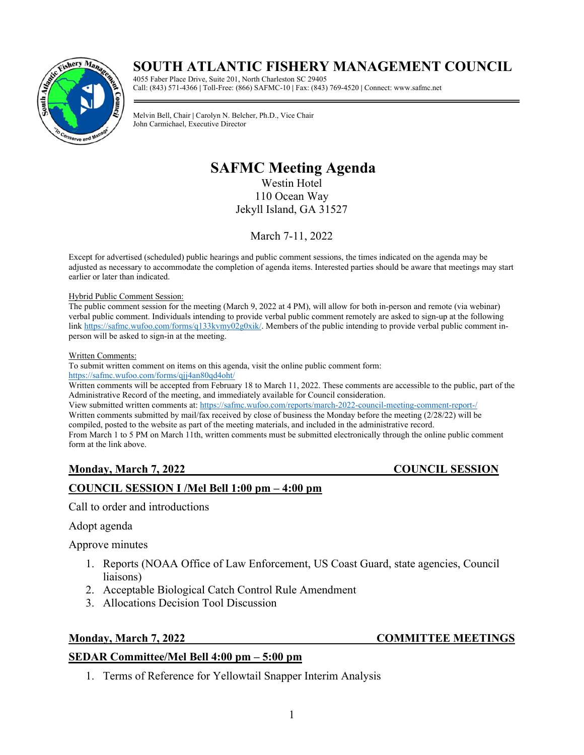# SOUTH ATLANTIC FISHERY MANAGEMENT COUNCIL

4055 Faber Place Drive, Suite 201, North Charleston SC 29405
Call: (843) 571-4366 | Toll-Free: (866) SAFMC-10 | Fax: (843) 769-4520 | Connect: www.safmc.net

Melvin Bell, Chair | Carolyn N. Belcher, Ph.D., Vice Chair
John Carmichael, Executive Director

## SAFMC Meeting Agenda

Westin Hotel
110 Ocean Way
Jekyll Island, GA 31527

March 7-11, 2022

Except for advertised (scheduled) public hearings and public comment sessions, the times indicated on the agenda may be adjusted as necessary to accommodate the completion of agenda items. Interested parties should be aware that meetings may start earlier or later than indicated.

Hybrid Public Comment Session:
The public comment session for the meeting (March 9, 2022 at 4 PM), will allow for both in-person and remote (via webinar) verbal public comment. Individuals intending to provide verbal public comment remotely are asked to sign-up at the following link https://safmc.wufoo.com/forms/q133kvmy02g0xik/. Members of the public intending to provide verbal public comment in-person will be asked to sign-in at the meeting.

Written Comments:
To submit written comment on items on this agenda, visit the online public comment form:
https://safmc.wufoo.com/forms/qjj4an80qd4oht/
Written comments will be accepted from February 18 to March 11, 2022. These comments are accessible to the public, part of the Administrative Record of the meeting, and immediately available for Council consideration.
View submitted written comments at: https://safmc.wufoo.com/reports/march-2022-council-meeting-comment-report-/
Written comments submitted by mail/fax received by close of business the Monday before the meeting (2/28/22) will be compiled, posted to the website as part of the meeting materials, and included in the administrative record.
From March 1 to 5 PM on March 11th, written comments must be submitted electronically through the online public comment form at the link above.

### Monday, March 7, 2022 — COUNCIL SESSION

### COUNCIL SESSION I /Mel Bell 1:00 pm – 4:00 pm

Call to order and introductions

Adopt agenda

Approve minutes

1. Reports (NOAA Office of Law Enforcement, US Coast Guard, state agencies, Council liaisons)
2. Acceptable Biological Catch Control Rule Amendment
3. Allocations Decision Tool Discussion

### Monday, March 7, 2022 — COMMITTEE MEETINGS

### SEDAR Committee/Mel Bell 4:00 pm – 5:00 pm

1. Terms of Reference for Yellowtail Snapper Interim Analysis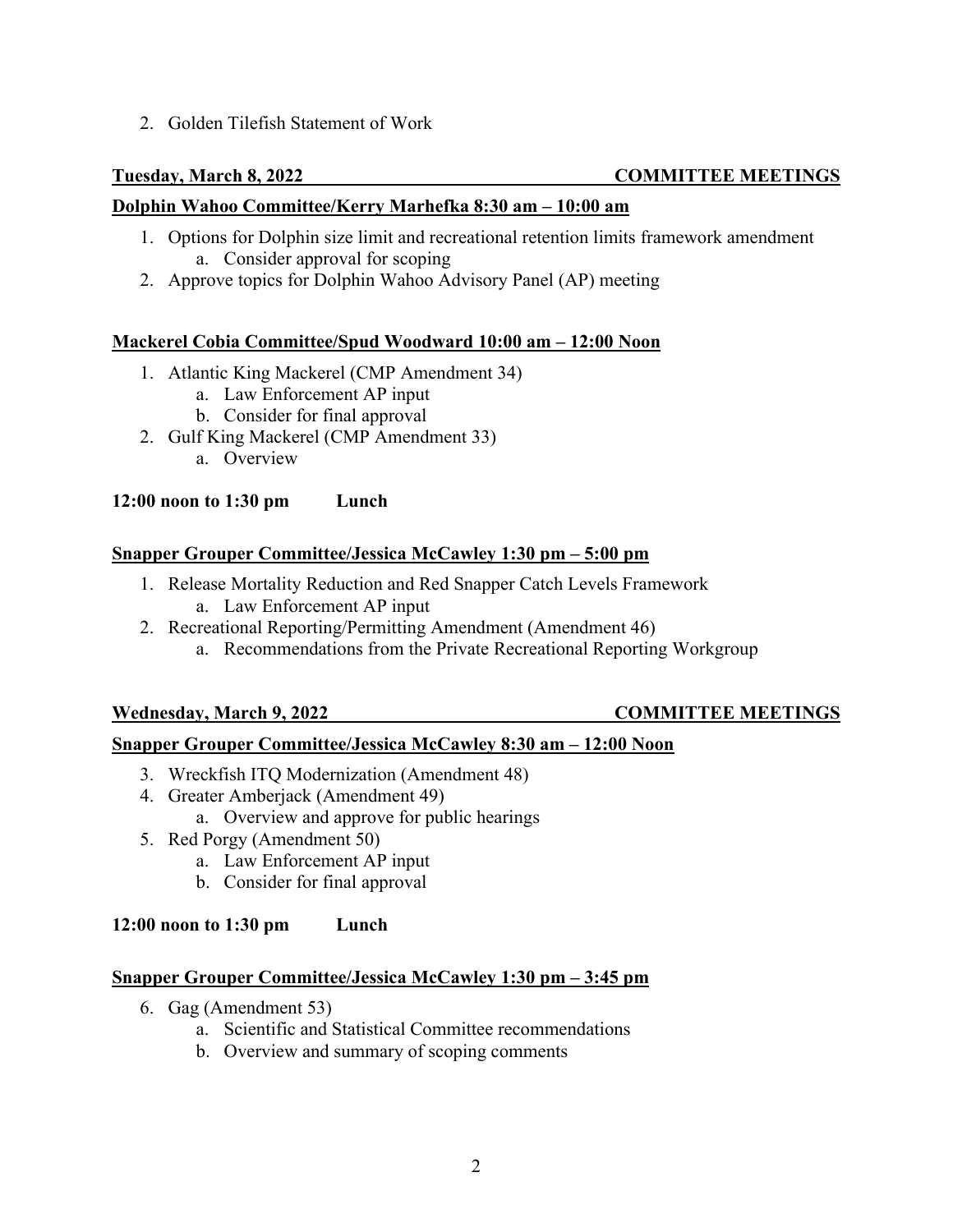2. Golden Tilefish Statement of Work

**Tuesday, March 8, 2022 COMMITTEE MEETINGS**

**Dolphin Wahoo Committee/Kerry Marhefka 8:30 am – 10:00 am**

1. Options for Dolphin size limit and recreational retention limits framework amendment
   a. Consider approval for scoping
2. Approve topics for Dolphin Wahoo Advisory Panel (AP) meeting

**Mackerel Cobia Committee/Spud Woodward 10:00 am – 12:00 Noon**

1. Atlantic King Mackerel (CMP Amendment 34)
   a. Law Enforcement AP input
   b. Consider for final approval
2. Gulf King Mackerel (CMP Amendment 33)
   a. Overview

**12:00 noon to 1:30 pm Lunch**

**Snapper Grouper Committee/Jessica McCawley 1:30 pm – 5:00 pm**

1. Release Mortality Reduction and Red Snapper Catch Levels Framework
   a. Law Enforcement AP input
2. Recreational Reporting/Permitting Amendment (Amendment 46)
   a. Recommendations from the Private Recreational Reporting Workgroup

**Wednesday, March 9, 2022 COMMITTEE MEETINGS**

**Snapper Grouper Committee/Jessica McCawley 8:30 am – 12:00 Noon**

3. Wreckfish ITQ Modernization (Amendment 48)
4. Greater Amberjack (Amendment 49)
   a. Overview and approve for public hearings
5. Red Porgy (Amendment 50)
   a. Law Enforcement AP input
   b. Consider for final approval

**12:00 noon to 1:30 pm Lunch**

**Snapper Grouper Committee/Jessica McCawley 1:30 pm – 3:45 pm**

6. Gag (Amendment 53)
   a. Scientific and Statistical Committee recommendations
   b. Overview and summary of scoping comments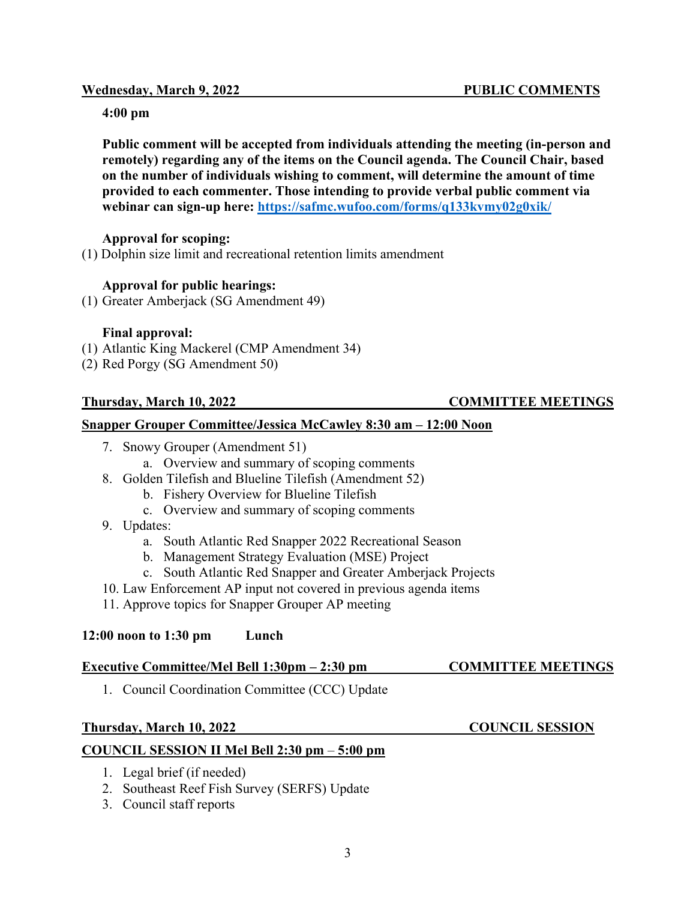**Wednesday, March 9, 2022 PUBLIC COMMENTS**

**4:00 pm**

**Public comment will be accepted from individuals attending the meeting (in-person and remotely) regarding any of the items on the Council agenda. The Council Chair, based on the number of individuals wishing to comment, will determine the amount of time provided to each commenter. Those intending to provide verbal public comment via webinar can sign-up here: [https://safmc.wufoo.com/forms/q133kvmy02g0xik/](https://safmc.wufoo.com/forms/q133kvmy02g0xik/)**

**Approval for scoping:**

(1) Dolphin size limit and recreational retention limits amendment

**Approval for public hearings:**

(1) Greater Amberjack (SG Amendment 49)

**Final approval:**

(1) Atlantic King Mackerel (CMP Amendment 34)
(2) Red Porgy (SG Amendment 50)

**Thursday, March 10, 2022 COMMITTEE MEETINGS**

**Snapper Grouper Committee/Jessica McCawley 8:30 am – 12:00 Noon**

7. Snowy Grouper (Amendment 51)
   a. Overview and summary of scoping comments
8. Golden Tilefish and Blueline Tilefish (Amendment 52)
   b. Fishery Overview for Blueline Tilefish
   c. Overview and summary of scoping comments
9. Updates:
   a. South Atlantic Red Snapper 2022 Recreational Season
   b. Management Strategy Evaluation (MSE) Project
   c. South Atlantic Red Snapper and Greater Amberjack Projects
10. Law Enforcement AP input not covered in previous agenda items
11. Approve topics for Snapper Grouper AP meeting

**12:00 noon to 1:30 pm Lunch**

**Executive Committee/Mel Bell 1:30pm – 2:30 pm COMMITTEE MEETINGS**

1. Council Coordination Committee (CCC) Update

**Thursday, March 10, 2022 COUNCIL SESSION**

**COUNCIL SESSION II Mel Bell 2:30 pm – 5:00 pm**

1. Legal brief (if needed)
2. Southeast Reef Fish Survey (SERFS) Update
3. Council staff reports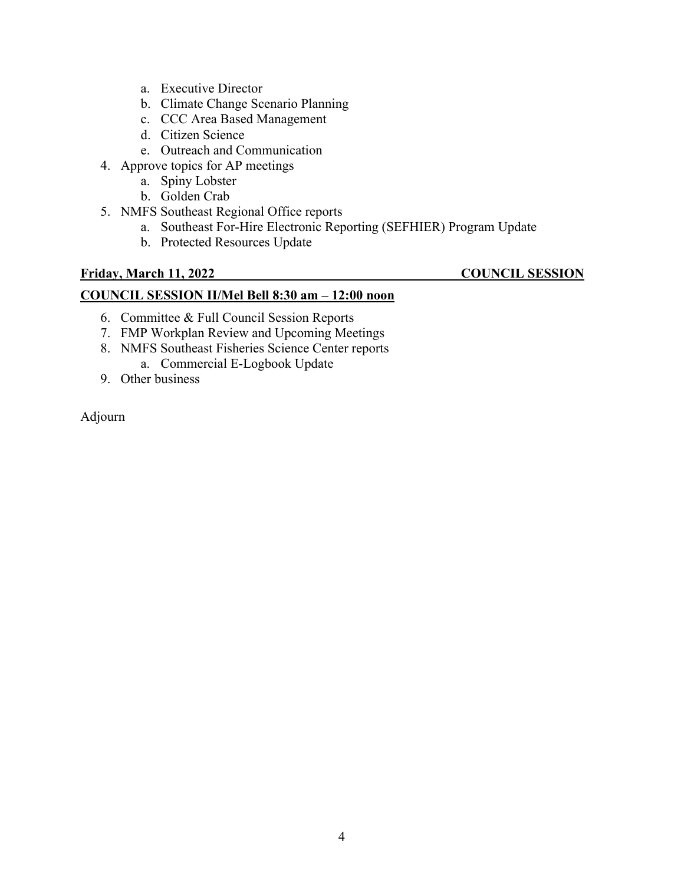a. Executive Director
   b. Climate Change Scenario Planning
   c. CCC Area Based Management
   d. Citizen Science
   e. Outreach and Communication
4. Approve topics for AP meetings
   a. Spiny Lobster
   b. Golden Crab
5. NMFS Southeast Regional Office reports
   a. Southeast For-Hire Electronic Reporting (SEFHIER) Program Update
   b. Protected Resources Update

**Friday, March 11, 2022 COUNCIL SESSION**

**COUNCIL SESSION II/Mel Bell 8:30 am – 12:00 noon**

6. Committee & Full Council Session Reports
7. FMP Workplan Review and Upcoming Meetings
8. NMFS Southeast Fisheries Science Center reports
   a. Commercial E-Logbook Update
9. Other business

Adjourn